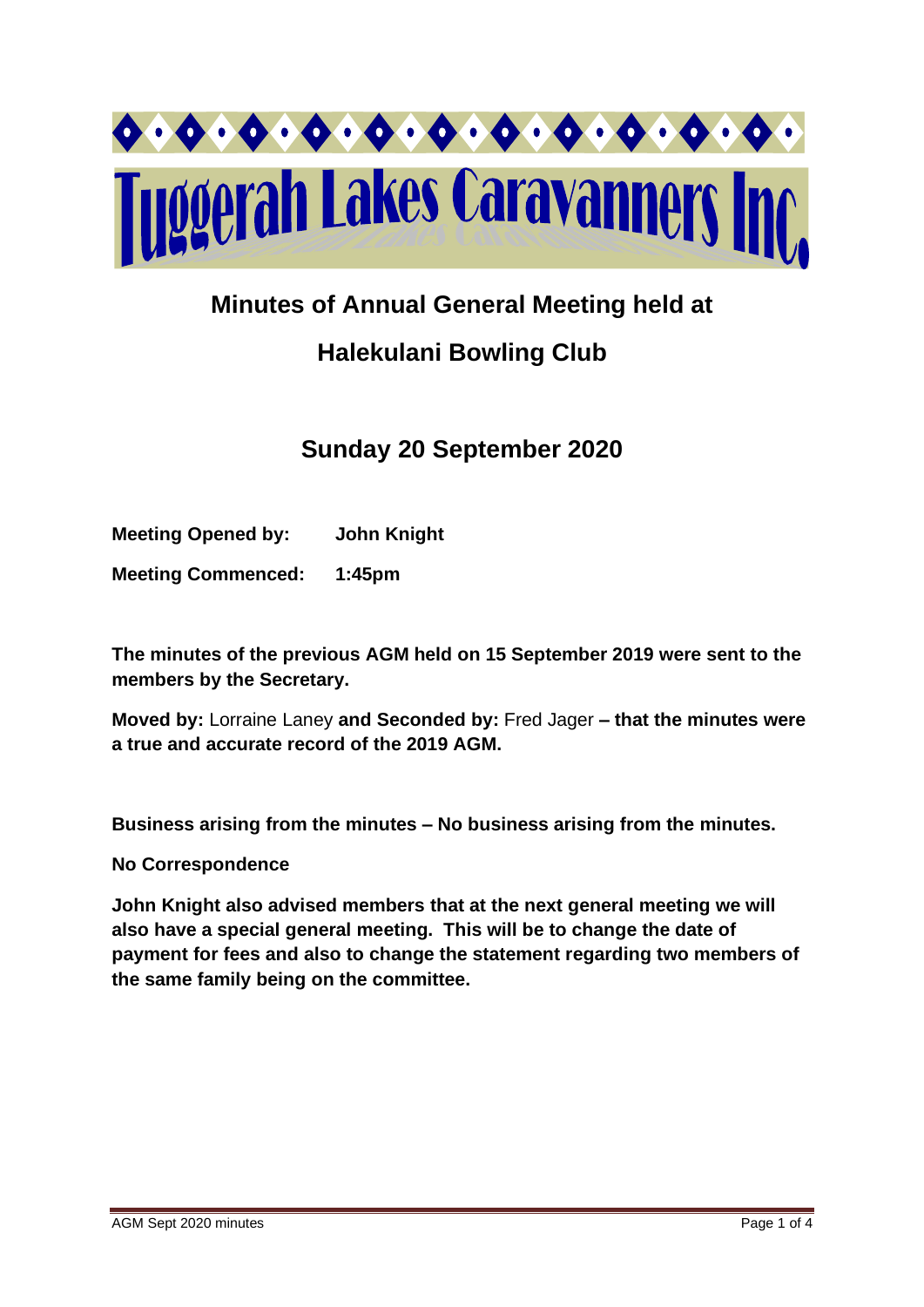# Tuggerah Lakes Caravanners Inc.

## Minutes of Annual General Meeting held at

## Halekulani Bowling Club

## Sunday 20 September 2020

**Meeting Opened by:** **John Knight**

**Meeting Commenced:** **1:45pm**

**The minutes of the previous AGM held on 15 September 2019 were sent to the members by the Secretary.**

**Moved by:** Lorraine Laney **and Seconded by:** Fred Jager **– that the minutes were a true and accurate record of the 2019 AGM.**

**Business arising from the minutes – No business arising from the minutes.**

**No Correspondence**

**John Knight also advised members that at the next general meeting we will also have a special general meeting. This will be to change the date of payment for fees and also to change the statement regarding two members of the same family being on the committee.**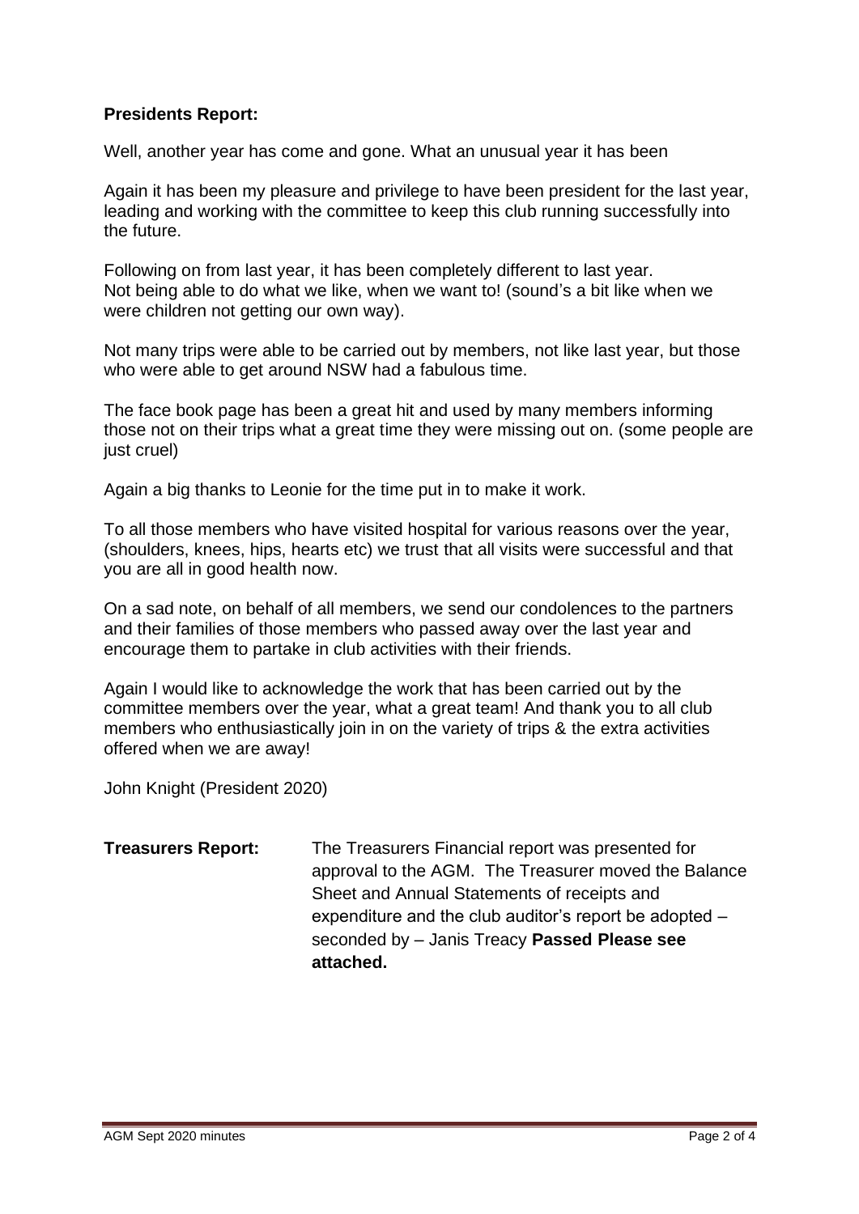**Presidents Report:**

Well, another year has come and gone. What an unusual year it has been

Again it has been my pleasure and privilege to have been president for the last year, leading and working with the committee to keep this club running successfully into the future.

Following on from last year, it has been completely different to last year. Not being able to do what we like, when we want to! (sound's a bit like when we were children not getting our own way).

Not many trips were able to be carried out by members, not like last year, but those who were able to get around NSW had a fabulous time.

The face book page has been a great hit and used by many members informing those not on their trips what a great time they were missing out on. (some people are just cruel)

Again a big thanks to Leonie for the time put in to make it work.

To all those members who have visited hospital for various reasons over the year, (shoulders, knees, hips, hearts etc) we trust that all visits were successful and that you are all in good health now.

On a sad note, on behalf of all members, we send our condolences to the partners and their families of those members who passed away over the last year and encourage them to partake in club activities with their friends.

Again I would like to acknowledge the work that has been carried out by the committee members over the year, what a great team! And thank you to all club members who enthusiastically join in on the variety of trips & the extra activities offered when we are away!

John Knight (President 2020)

**Treasurers Report:** The Treasurers Financial report was presented for approval to the AGM. The Treasurer moved the Balance Sheet and Annual Statements of receipts and expenditure and the club auditor's report be adopted – seconded by – Janis Treacy **Passed Please see attached.**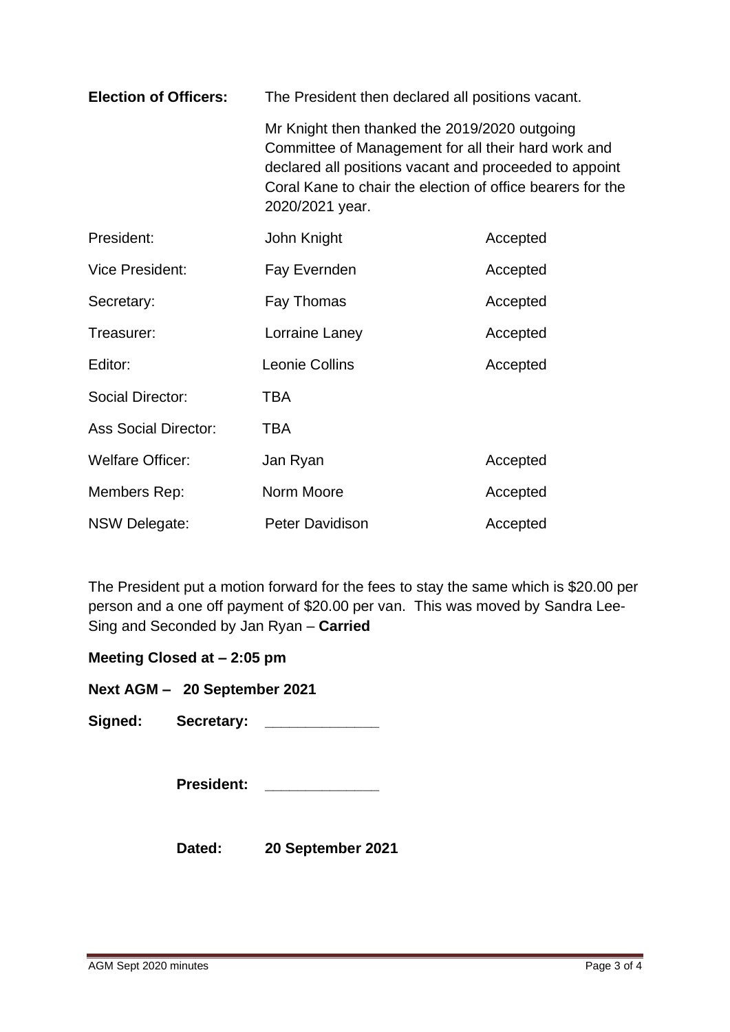**Election of Officers:** The President then declared all positions vacant.

Mr Knight then thanked the 2019/2020 outgoing Committee of Management for all their hard work and declared all positions vacant and proceeded to appoint Coral Kane to chair the election of office bearers for the 2020/2021 year.

| | | |
|---|---|---|
| President: | John Knight | Accepted |
| Vice President: | Fay Evernden | Accepted |
| Secretary: | Fay Thomas | Accepted |
| Treasurer: | Lorraine Laney | Accepted |
| Editor: | Leonie Collins | Accepted |
| Social Director: | TBA | |
| Ass Social Director: | TBA | |
| Welfare Officer: | Jan Ryan | Accepted |
| Members Rep: | Norm Moore | Accepted |
| NSW Delegate: | Peter Davidison | Accepted |

The President put a motion forward for the fees to stay the same which is $20.00 per person and a one off payment of $20.00 per van. This was moved by Sandra Lee-Sing and Seconded by Jan Ryan – **Carried**

**Meeting Closed at – 2:05 pm**

**Next AGM – 20 September 2021**

**Signed: Secretary: _____________**

**President: _____________**

**Dated: 20 September 2021**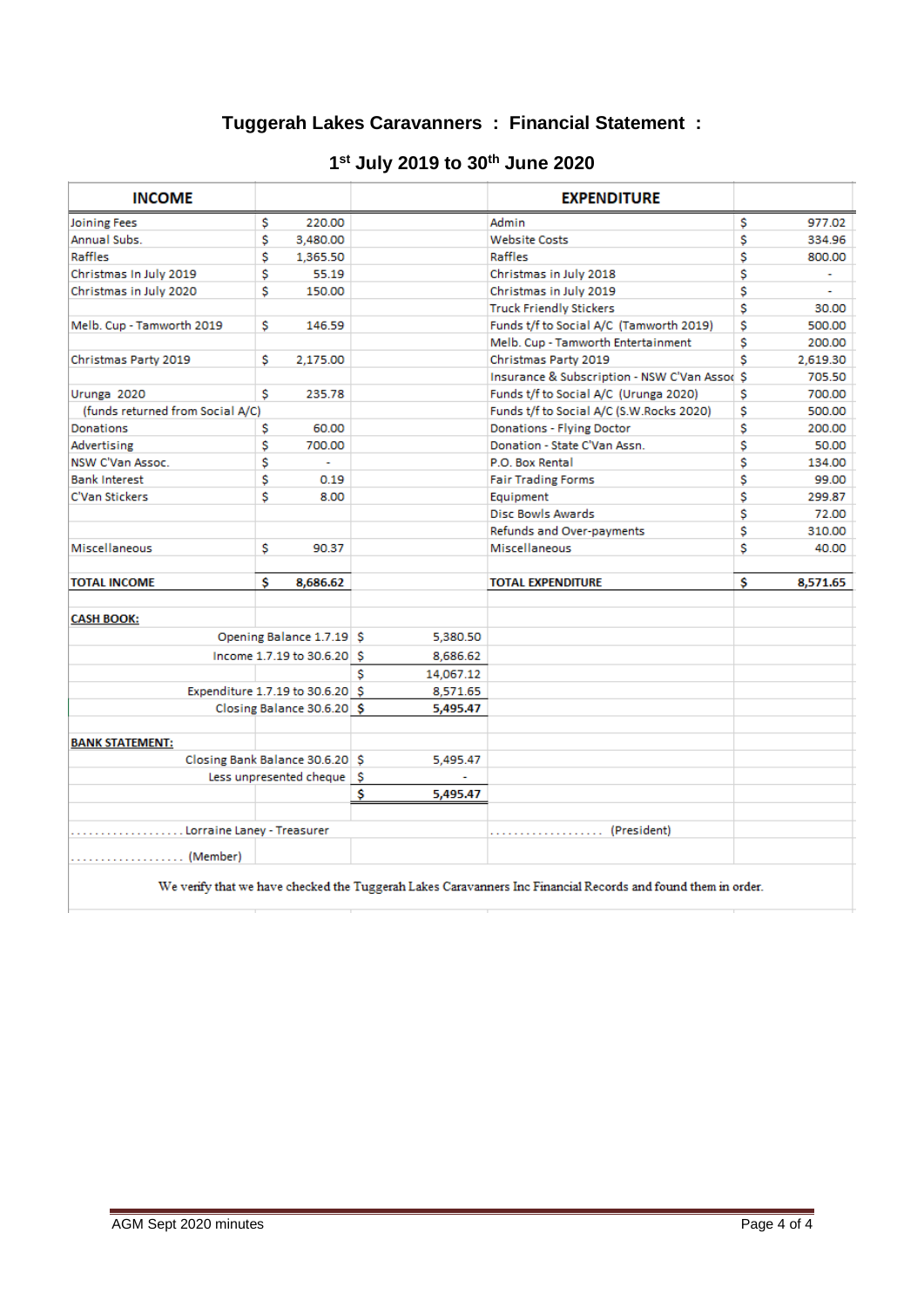# Tuggerah Lakes Caravanners : Financial Statement :

## 1st July 2019 to 30th June 2020

| INCOME | | | EXPENDITURE | |
|---|---|---|---|---|
| Joining Fees | $ 220.00 | | Admin | $ 977.02 |
| Annual Subs. | $ 3,480.00 | | Website Costs | $ 334.96 |
| Raffles | $ 1,365.50 | | Raffles | $ 800.00 |
| Christmas In July 2019 | $ 55.19 | | Christmas in July 2018 | $ - |
| Christmas in July 2020 | $ 150.00 | | Christmas in July 2019 | $ - |
| | | | Truck Friendly Stickers | $ 30.00 |
| Melb. Cup - Tamworth 2019 | $ 146.59 | | Funds t/f to Social A/C (Tamworth 2019) | $ 500.00 |
| | | | Melb. Cup - Tamworth Entertainment | $ 200.00 |
| Christmas Party 2019 | $ 2,175.00 | | Christmas Party 2019 | $ 2,619.30 |
| | | | Insurance & Subscription - NSW C'Van Assoc | $ 705.50 |
| Urunga 2020 | $ 235.78 | | Funds t/f to Social A/C (Urunga 2020) | $ 700.00 |
| (funds returned from Social A/C) | | | Funds t/f to Social A/C (S.W.Rocks 2020) | $ 500.00 |
| Donations | $ 60.00 | | Donations - Flying Doctor | $ 200.00 |
| Advertising | $ 700.00 | | Donation - State C'Van Assn. | $ 50.00 |
| NSW C'Van Assoc. | $ - | | P.O. Box Rental | $ 134.00 |
| Bank Interest | $ 0.19 | | Fair Trading Forms | $ 99.00 |
| C'Van Stickers | $ 8.00 | | Equipment | $ 299.87 |
| | | | Disc Bowls Awards | $ 72.00 |
| | | | Refunds and Over-payments | $ 310.00 |
| Miscellaneous | $ 90.37 | | Miscellaneous | $ 40.00 |
| **TOTAL INCOME** | **$ 8,686.62** | | **TOTAL EXPENDITURE** | **$ 8,571.65** |

**CASH BOOK:**

| | | |
|---|---|---|
| Opening Balance 1.7.19 | $ | 5,380.50 |
| Income 1.7.19 to 30.6.20 | $ | 8,686.62 |
| | $ | 14,067.12 |
| Expenditure 1.7.19 to 30.6.20 | $ | 8,571.65 |
| Closing Balance 30.6.20 | **$** | **5,495.47** |

**BANK STATEMENT:**

| | | |
|---|---|---|
| Closing Bank Balance 30.6.20 | $ | 5,495.47 |
| Less unpresented cheque | $ | - |
| | **$** | **5,495.47** |

.................... Lorraine Laney - Treasurer

.................... (President)

.................... (Member)

We verify that we have checked the Tuggerah Lakes Caravanners Inc Financial Records and found them in order.